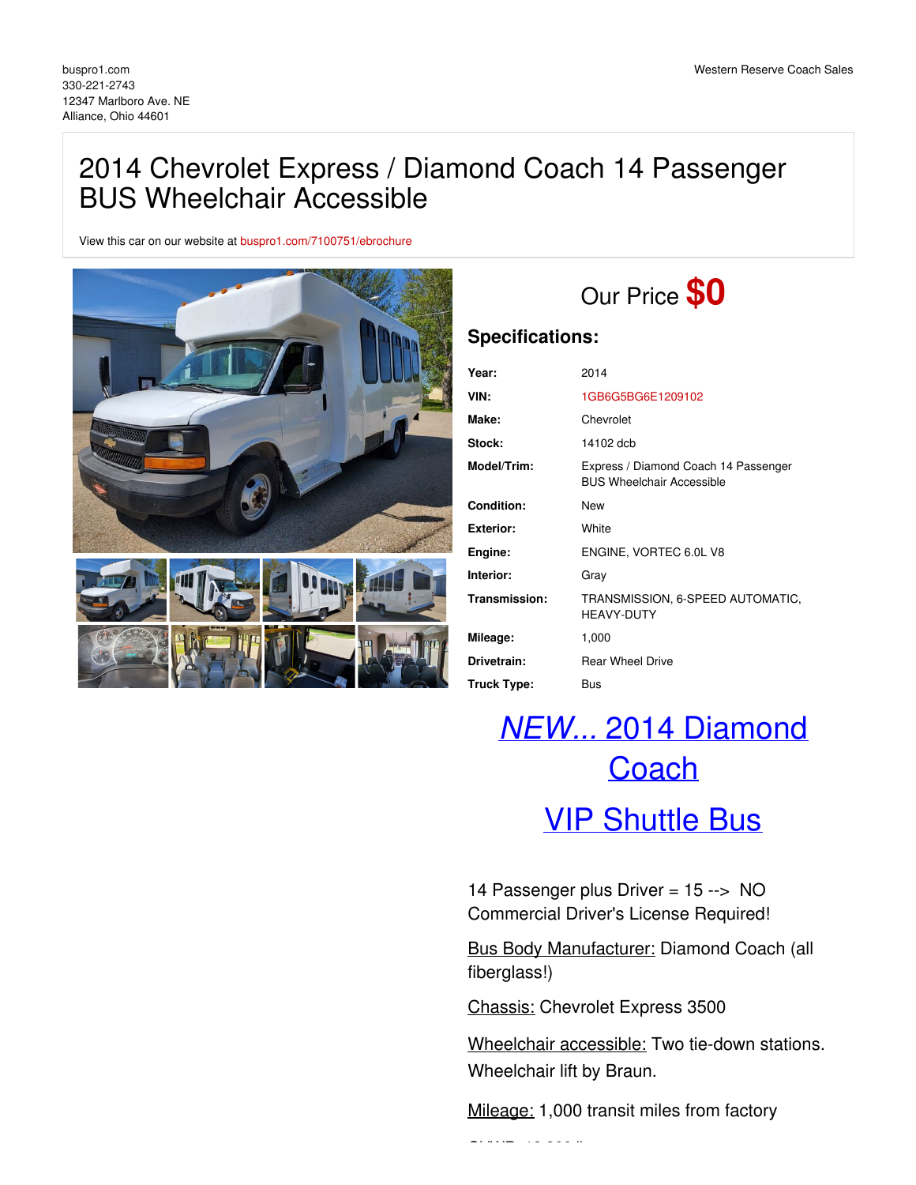buspro1.com
330-221-2743
12347 Marlboro Ave. NE
Alliance, Ohio 44601

Western Reserve Coach Sales

# 2014 Chevrolet Express / Diamond Coach 14 Passenger BUS Wheelchair Accessible

View this car on our website at buspro1.com/7100751/ebrochure

Our Price **$0**

## Specifications:

| | |
|---|---|
| **Year:** | 2014 |
| **VIN:** | 1GB6G5BG6E1209102 |
| **Make:** | Chevrolet |
| **Stock:** | 14102 dcb |
| **Model/Trim:** | Express / Diamond Coach 14 Passenger BUS Wheelchair Accessible |
| **Condition:** | New |
| **Exterior:** | White |
| **Engine:** | ENGINE, VORTEC 6.0L V8 |
| **Interior:** | Gray |
| **Transmission:** | TRANSMISSION, 6-SPEED AUTOMATIC, HEAVY-DUTY |
| **Mileage:** | 1,000 |
| **Drivetrain:** | Rear Wheel Drive |
| **Truck Type:** | Bus |

# *NEW...* 2014 Diamond Coach

# VIP Shuttle Bus

14 Passenger plus Driver = 15 --> NO Commercial Driver's License Required!

Bus Body Manufacturer: Diamond Coach (all fiberglass!)

Chassis: Chevrolet Express 3500

Wheelchair accessible: Two tie-down stations. Wheelchair lift by Braun.

Mileage: 1,000 transit miles from factory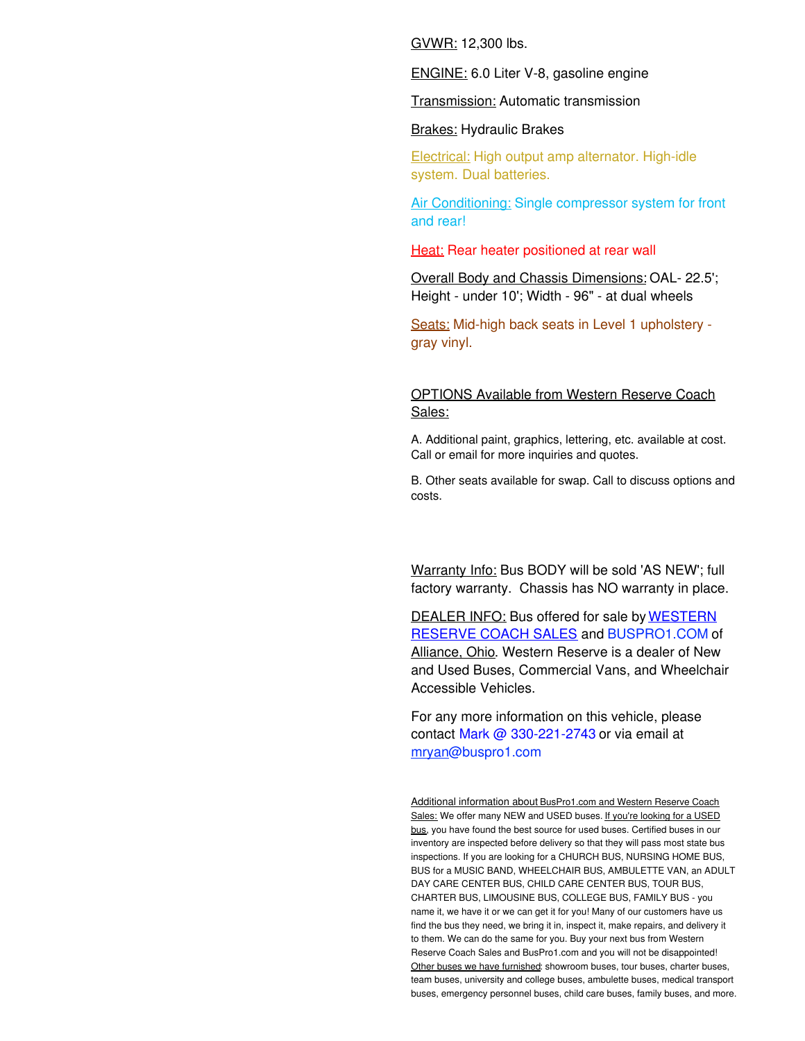GVWR: 12,300 lbs.

ENGINE: 6.0 Liter V-8, gasoline engine

Transmission: Automatic transmission

Brakes: Hydraulic Brakes

Electrical: High output amp alternator. High-idle system. Dual batteries.

Air Conditioning: Single compressor system for front and rear!

Heat: Rear heater positioned at rear wall

Overall Body and Chassis Dimensions: OAL- 22.5'; Height - under 10'; Width - 96" - at dual wheels

Seats: Mid-high back seats in Level 1 upholstery - gray vinyl.

OPTIONS Available from Western Reserve Coach Sales:

A. Additional paint, graphics, lettering, etc. available at cost. Call or email for more inquiries and quotes.

B. Other seats available for swap. Call to discuss options and costs.

Warranty Info: Bus BODY will be sold 'AS NEW'; full factory warranty. Chassis has NO warranty in place.

DEALER INFO: Bus offered for sale by WESTERN RESERVE COACH SALES and BUSPRO1.COM of Alliance, Ohio. Western Reserve is a dealer of New and Used Buses, Commercial Vans, and Wheelchair Accessible Vehicles.

For any more information on this vehicle, please contact Mark @ 330-221-2743 or via email at mryan@buspro1.com

Additional information about BusPro1.com and Western Reserve Coach Sales: We offer many NEW and USED buses. If you're looking for a USED bus, you have found the best source for used buses. Certified buses in our inventory are inspected before delivery so that they will pass most state bus inspections. If you are looking for a CHURCH BUS, NURSING HOME BUS, BUS for a MUSIC BAND, WHEELCHAIR BUS, AMBULETTE VAN, an ADULT DAY CARE CENTER BUS, CHILD CARE CENTER BUS, TOUR BUS, CHARTER BUS, LIMOUSINE BUS, COLLEGE BUS, FAMILY BUS - you name it, we have it or we can get it for you! Many of our customers have us find the bus they need, we bring it in, inspect it, make repairs, and delivery it to them. We can do the same for you. Buy your next bus from Western Reserve Coach Sales and BusPro1.com and you will not be disappointed! Other buses we have furnished: showroom buses, tour buses, charter buses, team buses, university and college buses, ambulette buses, medical transport buses, emergency personnel buses, child care buses, family buses, and more.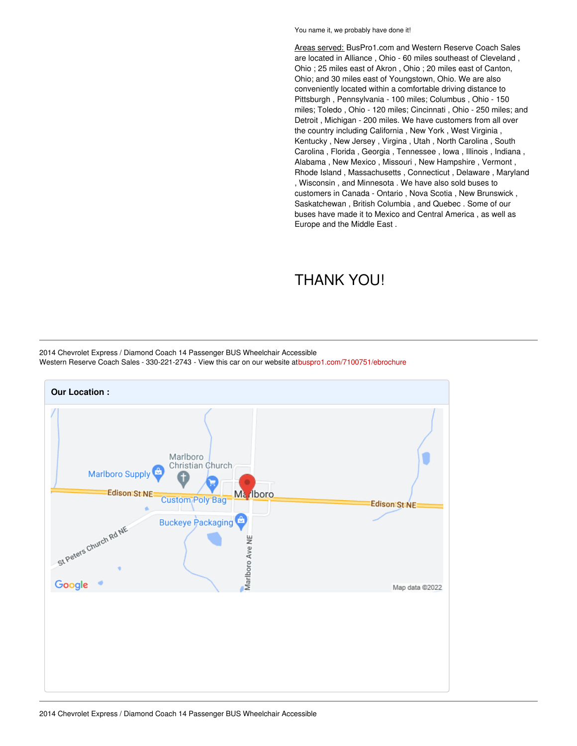You name it, we probably have done it!

Areas served: BusPro1.com and Western Reserve Coach Sales are located in Alliance , Ohio - 60 miles southeast of Cleveland , Ohio ; 25 miles east of Akron , Ohio ; 20 miles east of Canton, Ohio; and 30 miles east of Youngstown, Ohio. We are also conveniently located within a comfortable driving distance to Pittsburgh , Pennsylvania - 100 miles; Columbus , Ohio - 150 miles; Toledo , Ohio - 120 miles; Cincinnati , Ohio - 250 miles; and Detroit , Michigan - 200 miles. We have customers from all over the country including California , New York , West Virginia , Kentucky , New Jersey , Virgina , Utah , North Carolina , South Carolina , Florida , Georgia , Tennessee , Iowa , Illinois , Indiana , Alabama , New Mexico , Missouri , New Hampshire , Vermont , Rhode Island , Massachusetts , Connecticut , Delaware , Maryland , Wisconsin , and Minnesota . We have also sold buses to customers in Canada - Ontario , Nova Scotia , New Brunswick , Saskatchewan , British Columbia , and Quebec . Some of our buses have made it to Mexico and Central America , as well as Europe and the Middle East .

# THANK YOU!

---

2014 Chevrolet Express / Diamond Coach 14 Passenger BUS Wheelchair Accessible
Western Reserve Coach Sales - 330-221-2743 - View this car on our website at buspro1.com/7100751/ebrochure

**Our Location :**

Marlboro Christian Church
Marlboro Supply
Edison St NE
Custom Poly Bag
Marlboro
Edison St NE
Buckeye Packaging
St Peters Church Rd NE
Marlboro Ave NE
Google
Map data ©2022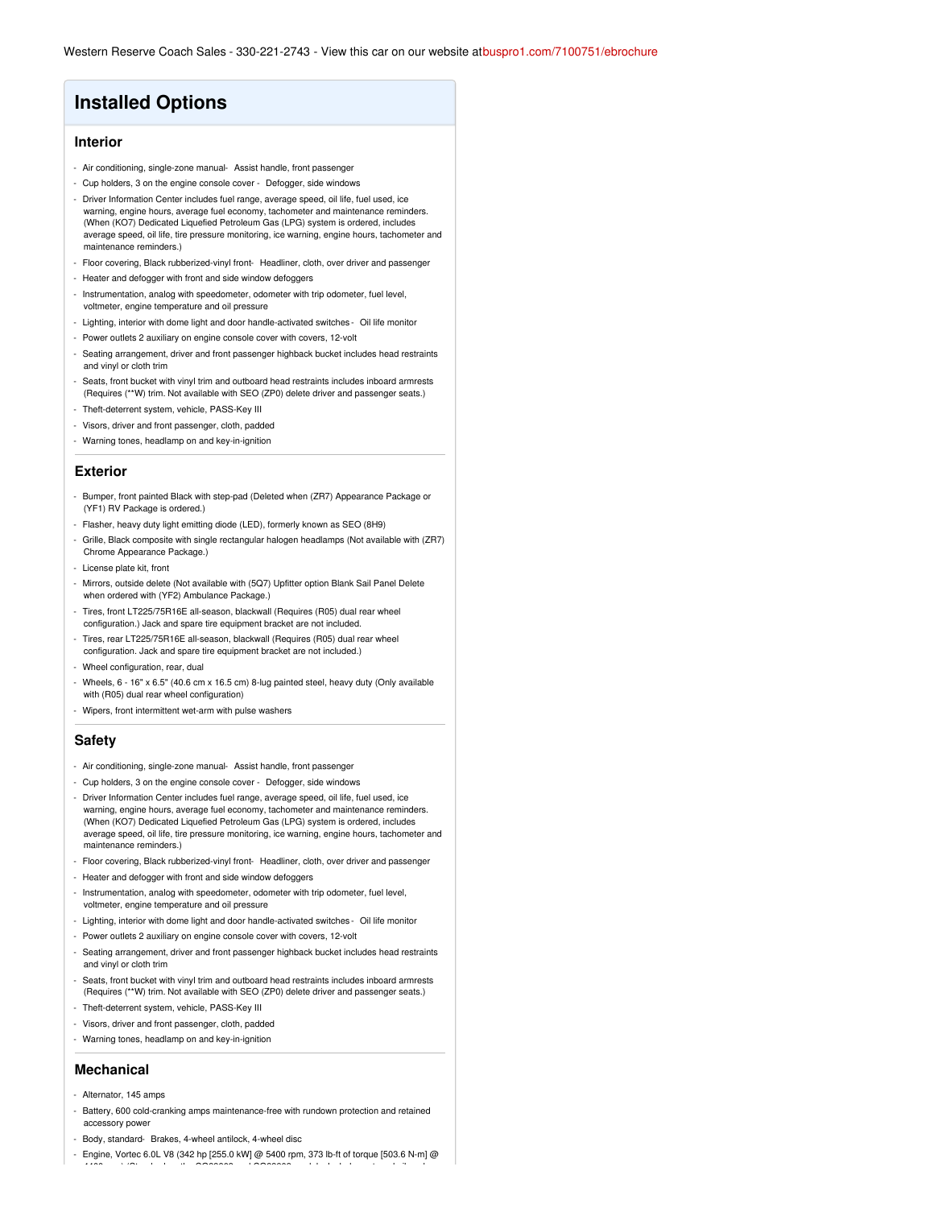Western Reserve Coach Sales - 330-221-2743 - View this car on our website atbuspro1.com/7100751/ebrochure

# Installed Options

## Interior

- Air conditioning, single-zone manual- Assist handle, front passenger
- Cup holders, 3 on the engine console cover - Defogger, side windows
- Driver Information Center includes fuel range, average speed, oil life, fuel used, ice warning, engine hours, average fuel economy, tachometer and maintenance reminders. (When (KO7) Dedicated Liquefied Petroleum Gas (LPG) system is ordered, includes average speed, oil life, tire pressure monitoring, ice warning, engine hours, tachometer and maintenance reminders.)
- Floor covering, Black rubberized-vinyl front- Headliner, cloth, over driver and passenger
- Heater and defogger with front and side window defoggers
- Instrumentation, analog with speedometer, odometer with trip odometer, fuel level, voltmeter, engine temperature and oil pressure
- Lighting, interior with dome light and door handle-activated switches - Oil life monitor
- Power outlets 2 auxiliary on engine console cover with covers, 12-volt
- Seating arrangement, driver and front passenger highback bucket includes head restraints and vinyl or cloth trim
- Seats, front bucket with vinyl trim and outboard head restraints includes inboard armrests (Requires (**W) trim. Not available with SEO (ZP0) delete driver and passenger seats.)
- Theft-deterrent system, vehicle, PASS-Key III
- Visors, driver and front passenger, cloth, padded
- Warning tones, headlamp on and key-in-ignition

## Exterior

- Bumper, front painted Black with step-pad (Deleted when (ZR7) Appearance Package or (YF1) RV Package is ordered.)
- Flasher, heavy duty light emitting diode (LED), formerly known as SEO (8H9)
- Grille, Black composite with single rectangular halogen headlamps (Not available with (ZR7) Chrome Appearance Package.)
- License plate kit, front
- Mirrors, outside delete (Not available with (5Q7) Upfitter option Blank Sail Panel Delete when ordered with (YF2) Ambulance Package.)
- Tires, front LT225/75R16E all-season, blackwall (Requires (R05) dual rear wheel configuration.) Jack and spare tire equipment bracket are not included.
- Tires, rear LT225/75R16E all-season, blackwall (Requires (R05) dual rear wheel configuration. Jack and spare tire equipment bracket are not included.)
- Wheel configuration, rear, dual
- Wheels, 6 - 16" x 6.5" (40.6 cm x 16.5 cm) 8-lug painted steel, heavy duty (Only available with (R05) dual rear wheel configuration)
- Wipers, front intermittent wet-arm with pulse washers

## Safety

- Air conditioning, single-zone manual- Assist handle, front passenger
- Cup holders, 3 on the engine console cover - Defogger, side windows
- Driver Information Center includes fuel range, average speed, oil life, fuel used, ice warning, engine hours, average fuel economy, tachometer and maintenance reminders. (When (KO7) Dedicated Liquefied Petroleum Gas (LPG) system is ordered, includes average speed, oil life, tire pressure monitoring, ice warning, engine hours, tachometer and maintenance reminders.)
- Floor covering, Black rubberized-vinyl front- Headliner, cloth, over driver and passenger
- Heater and defogger with front and side window defoggers
- Instrumentation, analog with speedometer, odometer with trip odometer, fuel level, voltmeter, engine temperature and oil pressure
- Lighting, interior with dome light and door handle-activated switches - Oil life monitor
- Power outlets 2 auxiliary on engine console cover with covers, 12-volt
- Seating arrangement, driver and front passenger highback bucket includes head restraints and vinyl or cloth trim
- Seats, front bucket with vinyl trim and outboard head restraints includes inboard armrests (Requires (**W) trim. Not available with SEO (ZP0) delete driver and passenger seats.)
- Theft-deterrent system, vehicle, PASS-Key III
- Visors, driver and front passenger, cloth, padded
- Warning tones, headlamp on and key-in-ignition

## Mechanical

- Alternator, 145 amps
- Battery, 600 cold-cranking amps maintenance-free with rundown protection and retained accessory power
- Body, standard- Brakes, 4-wheel antilock, 4-wheel disc
- Engine, Vortec 6.0L V8 (342 hp [255.0 kW] @ 5400 rpm, 373 lb-ft of torque [503.6 N-m] @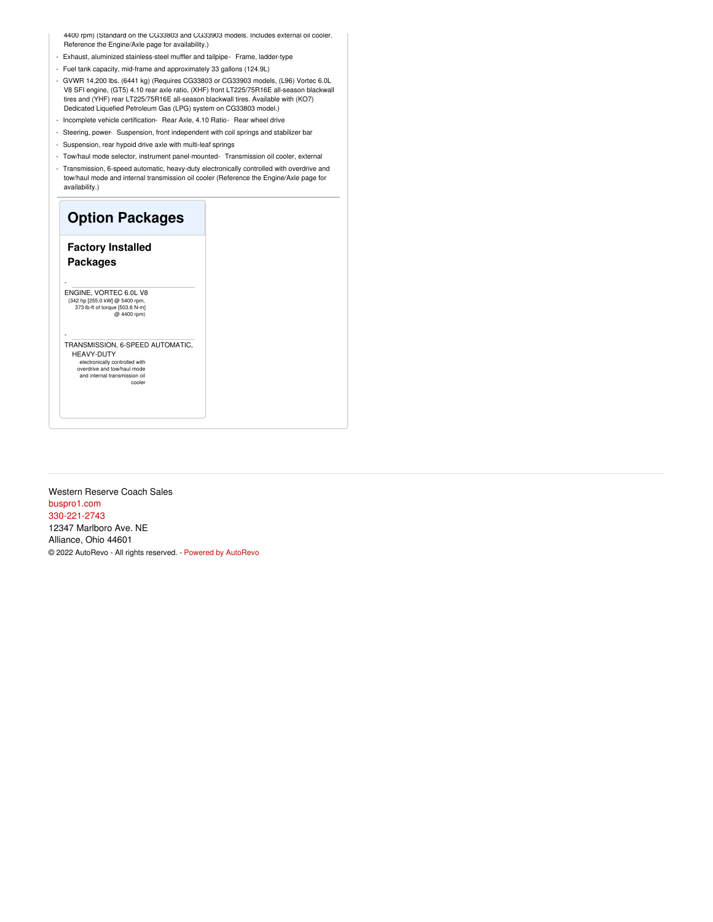4400 rpm) (Standard on the CG33803 and CG33903 models. Includes external oil cooler. Reference the Engine/Axle page for availability.)

- Exhaust, aluminized stainless-steel muffler and tailpipe
- Frame, ladder-type
- Fuel tank capacity, mid-frame and approximately 33 gallons (124.9L)
- GVWR 14,200 lbs. (6441 kg) (Requires CG33803 or CG33903 models, (L96) Vortec 6.0L V8 SFI engine, (GT5) 4.10 rear axle ratio, (XHF) front LT225/75R16E all-season blackwall tires and (YHF) rear LT225/75R16E all-season blackwall tires. Available with (KO7) Dedicated Liquefied Petroleum Gas (LPG) system on CG33803 model.)
- Incomplete vehicle certification
- Rear Axle, 4.10 Ratio
- Rear wheel drive
- Steering, power
- Suspension, front independent with coil springs and stabilizer bar
- Suspension, rear hypoid drive axle with multi-leaf springs
- Tow/haul mode selector, instrument panel-mounted
- Transmission oil cooler, external
- Transmission, 6-speed automatic, heavy-duty electronically controlled with overdrive and tow/haul mode and internal transmission oil cooler (Reference the Engine/Axle page for availability.)

## Option Packages

### Factory Installed Packages

-

ENGINE, VORTEC 6.0L V8
(342 hp [255.0 kW] @ 5400 rpm, 373 lb-ft of torque [503.6 N-m] @ 4400 rpm)

-

TRANSMISSION, 6-SPEED AUTOMATIC, HEAVY-DUTY
electronically controlled with overdrive and tow/haul mode and internal transmission oil cooler

Western Reserve Coach Sales
buspro1.com
330-221-2743
12347 Marlboro Ave. NE
Alliance, Ohio 44601
© 2022 AutoRevo - All rights reserved. - Powered by AutoRevo